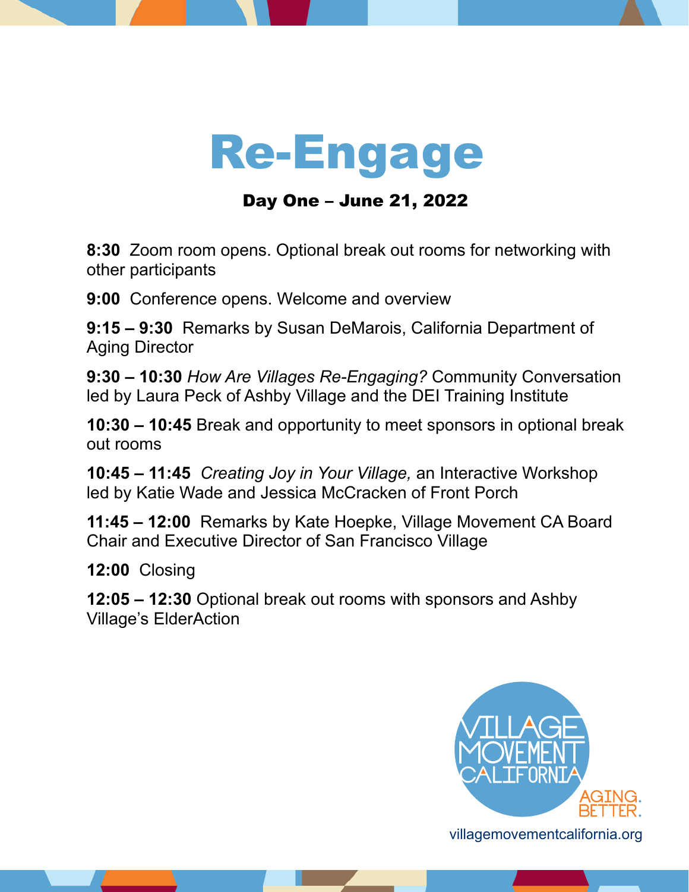# Re-Engage

## Day One – June 21, 2022

**8:30** Zoom room opens. Optional break out rooms for networking with other participants

**9:00** Conference opens. Welcome and overview

**9:15 – 9:30** Remarks by Susan DeMarois, California Department of Aging Director

**9:30 – 10:30** *How Are Villages Re-Engaging?* Community Conversation led by Laura Peck of Ashby Village and the DEI Training Institute

**10:30 – 10:45** Break and opportunity to meet sponsors in optional break out rooms

**10:45 – 11:45** *Creating Joy in Your Village,* an Interactive Workshop led by Katie Wade and Jessica McCracken of Front Porch

**11:45 – 12:00** Remarks by Kate Hoepke, Village Movement CA Board Chair and Executive Director of San Francisco Village

**12:00** Closing

**12:05 – 12:30** Optional break out rooms with sponsors and Ashby Village's ElderAction

VILLAGE MOVEMENT CALIFORNIA

AGING. BETTER.

villagemovementcalifornia.org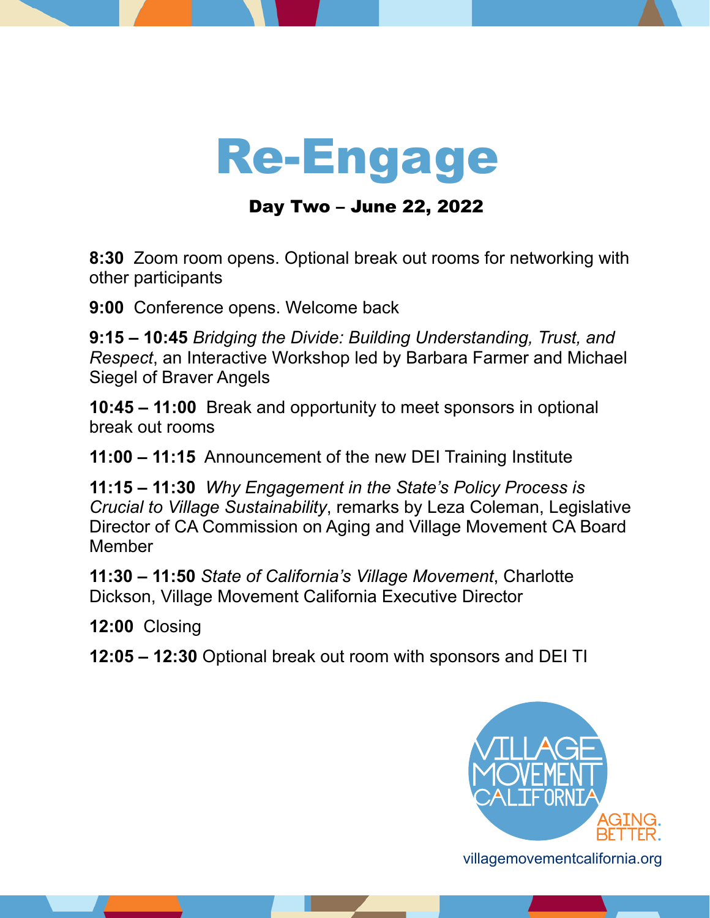# Re-Engage

## Day Two – June 22, 2022

**8:30** Zoom room opens. Optional break out rooms for networking with other participants

**9:00** Conference opens. Welcome back

**9:15 – 10:45** *Bridging the Divide: Building Understanding, Trust, and Respect*, an Interactive Workshop led by Barbara Farmer and Michael Siegel of Braver Angels

**10:45 – 11:00** Break and opportunity to meet sponsors in optional break out rooms

**11:00 – 11:15** Announcement of the new DEI Training Institute

**11:15 – 11:30** *Why Engagement in the State's Policy Process is Crucial to Village Sustainability*, remarks by Leza Coleman, Legislative Director of CA Commission on Aging and Village Movement CA Board Member

**11:30 – 11:50** *State of California's Village Movement*, Charlotte Dickson, Village Movement California Executive Director

**12:00** Closing

**12:05 – 12:30** Optional break out room with sponsors and DEI TI

VILLAGE MOVEMENT CALIFORNIA

AGING. BETTER.

villagemovementcalifornia.org